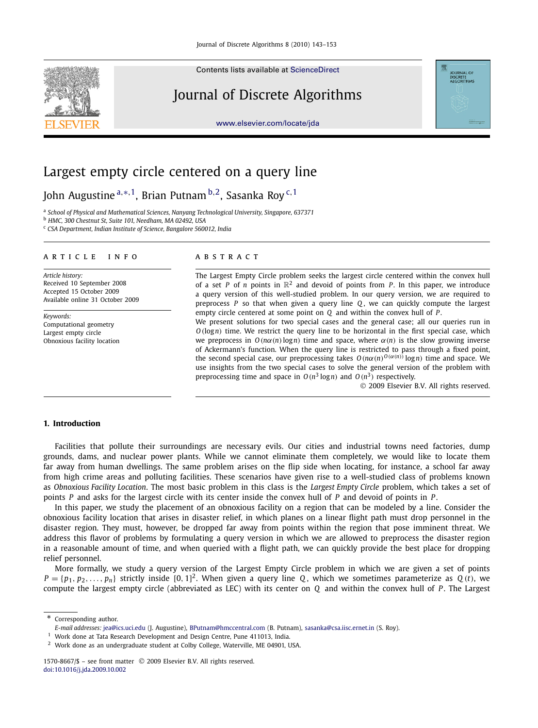# Largest empty circle centered on a query line

John Augustine [a,*,1], Brian Putnam [b,2], Sasanka Roy [c,1]

[a] School of Physical and Mathematical Sciences, Nanyang Technological University, Singapore, 637371
[b] HMC, 300 Chestnut St, Suite 101, Needham, MA 02492, USA
[c] CSA Department, Indian Institute of Science, Bangalore 560012, India

**ARTICLE INFO**

*Article history:*
Received 10 September 2008
Accepted 15 October 2009
Available online 31 October 2009

*Keywords:*
Computational geometry
Largest empty circle
Obnoxious facility location

**ABSTRACT**

The Largest Empty Circle problem seeks the largest circle centered within the convex hull of a set $P$ of $n$ points in $\mathbb{R}^2$ and devoid of points from $P$. In this paper, we introduce a query version of this well-studied problem. In our query version, we are required to preprocess $P$ so that when given a query line $Q$, we can quickly compute the largest empty circle centered at some point on $Q$ and within the convex hull of $P$.

We present solutions for two special cases and the general case; all our queries run in $O(\log n)$ time. We restrict the query line to be horizontal in the first special case, which we preprocess in $O(n\alpha(n)\log n)$ time and space, where $\alpha(n)$ is the slow growing inverse of Ackermann's function. When the query line is restricted to pass through a fixed point, the second special case, our preprocessing takes $O(n\alpha(n)^{O(\alpha(n))}\log n)$ time and space. We use insights from the two special cases to solve the general version of the problem with preprocessing time and space in $O(n^3\log n)$ and $O(n^3)$ respectively.

© 2009 Elsevier B.V. All rights reserved.

## 1. Introduction

Facilities that pollute their surroundings are necessary evils. Our cities and industrial towns need factories, dump grounds, dams, and nuclear power plants. While we cannot eliminate them completely, we would like to locate them far away from human dwellings. The same problem arises on the flip side when locating, for instance, a school far away from high crime areas and polluting facilities. These scenarios have given rise to a well-studied class of problems known as *Obnoxious Facility Location*. The most basic problem in this class is the *Largest Empty Circle* problem, which takes a set of points $P$ and asks for the largest circle with its center inside the convex hull of $P$ and devoid of points in $P$.

In this paper, we study the placement of an obnoxious facility on a region that can be modeled by a line. Consider the obnoxious facility location that arises in disaster relief, in which planes on a linear flight path must drop personnel in the disaster region. They must, however, be dropped far away from points within the region that pose imminent threat. We address this flavor of problems by formulating a query version in which we are allowed to preprocess the disaster region in a reasonable amount of time, and when queried with a flight path, we can quickly provide the best place for dropping relief personnel.

More formally, we study a query version of the Largest Empty Circle problem in which we are given a set of points $P = \{p_1, p_2, \ldots, p_n\}$ strictly inside $[0, 1]^2$. When given a query line $Q$, which we sometimes parameterize as $Q(t)$, we compute the largest empty circle (abbreviated as LEC) with its center on $Q$ and within the convex hull of $P$. The Largest

---

\* Corresponding author.
*E-mail addresses:* jea@ics.uci.edu (J. Augustine), BPutnam@hmccentral.com (B. Putnam), sasanka@csa.iisc.ernet.in (S. Roy).
[1] Work done at Tata Research Development and Design Centre, Pune 411013, India.
[2] Work done as an undergraduate student at Colby College, Waterville, ME 04901, USA.

1570-8667/$ – see front matter © 2009 Elsevier B.V. All rights reserved.
doi:10.1016/j.jda.2009.10.002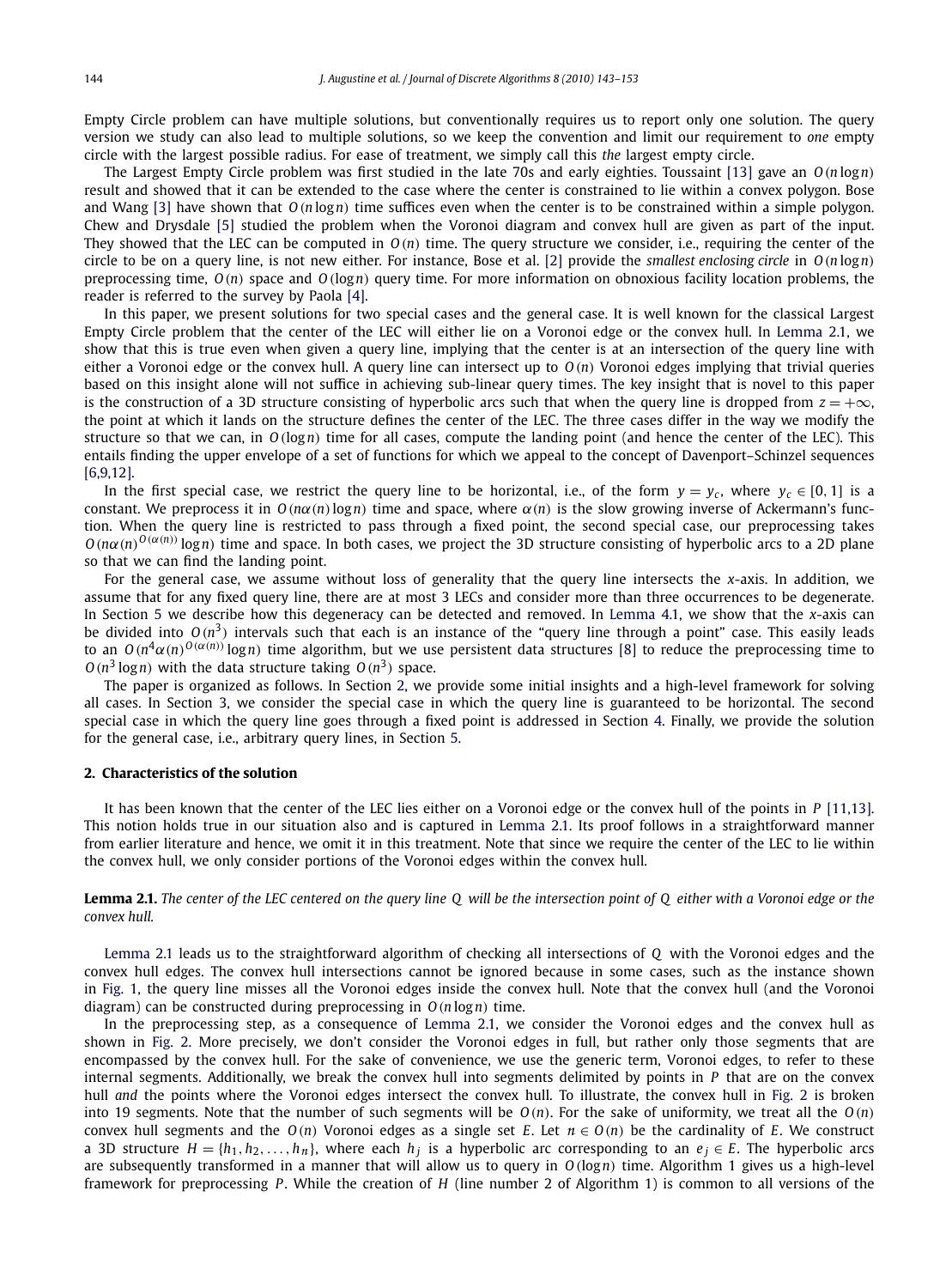Empty Circle problem can have multiple solutions, but conventionally requires us to report only one solution. The query version we study can also lead to multiple solutions, so we keep the convention and limit our requirement to *one* empty circle with the largest possible radius. For ease of treatment, we simply call this *the* largest empty circle.

The Largest Empty Circle problem was first studied in the late 70s and early eighties. Toussaint [13] gave an $O(n \log n)$ result and showed that it can be extended to the case where the center is constrained to lie within a convex polygon. Bose and Wang [3] have shown that $O(n \log n)$ time suffices even when the center is to be constrained within a simple polygon. Chew and Drysdale [5] studied the problem when the Voronoi diagram and convex hull are given as part of the input. They showed that the LEC can be computed in $O(n)$ time. The query structure we consider, i.e., requiring the center of the circle to be on a query line, is not new either. For instance, Bose et al. [2] provide the *smallest enclosing circle* in $O(n \log n)$ preprocessing time, $O(n)$ space and $O(\log n)$ query time. For more information on obnoxious facility location problems, the reader is referred to the survey by Paola [4].

In this paper, we present solutions for two special cases and the general case. It is well known for the classical Largest Empty Circle problem that the center of the LEC will either lie on a Voronoi edge or the convex hull. In Lemma 2.1, we show that this is true even when given a query line, implying that the center is at an intersection of the query line with either a Voronoi edge or the convex hull. A query line can intersect up to $O(n)$ Voronoi edges implying that trivial queries based on this insight alone will not suffice in achieving sub-linear query times. The key insight that is novel to this paper is the construction of a 3D structure consisting of hyperbolic arcs such that when the query line is dropped from $z = +\infty$, the point at which it lands on the structure defines the center of the LEC. The three cases differ in the way we modify the structure so that we can, in $O(\log n)$ time for all cases, compute the landing point (and hence the center of the LEC). This entails finding the upper envelope of a set of functions for which we appeal to the concept of Davenport–Schinzel sequences [6,9,12].

In the first special case, we restrict the query line to be horizontal, i.e., of the form $y = y_c$, where $y_c \in [0, 1]$ is a constant. We preprocess it in $O(n\alpha(n) \log n)$ time and space, where $\alpha(n)$ is the slow growing inverse of Ackermann's function. When the query line is restricted to pass through a fixed point, the second special case, our preprocessing takes $O(n\alpha(n)^{O(\alpha(n))} \log n)$ time and space. In both cases, we project the 3D structure consisting of hyperbolic arcs to a 2D plane so that we can find the landing point.

For the general case, we assume without loss of generality that the query line intersects the $x$-axis. In addition, we assume that for any fixed query line, there are at most 3 LECs and consider more than three occurrences to be degenerate. In Section 5 we describe how this degeneracy can be detected and removed. In Lemma 4.1, we show that the $x$-axis can be divided into $O(n^3)$ intervals such that each is an instance of the "query line through a point" case. This easily leads to an $O(n^4\alpha(n)^{O(\alpha(n))} \log n)$ time algorithm, but we use persistent data structures [8] to reduce the preprocessing time to $O(n^3 \log n)$ with the data structure taking $O(n^3)$ space.

The paper is organized as follows. In Section 2, we provide some initial insights and a high-level framework for solving all cases. In Section 3, we consider the special case in which the query line is guaranteed to be horizontal. The second special case in which the query line goes through a fixed point is addressed in Section 4. Finally, we provide the solution for the general case, i.e., arbitrary query lines, in Section 5.

## 2. Characteristics of the solution

It has been known that the center of the LEC lies either on a Voronoi edge or the convex hull of the points in $P$ [11,13]. This notion holds true in our situation also and is captured in Lemma 2.1. Its proof follows in a straightforward manner from earlier literature and hence, we omit it in this treatment. Note that since we require the center of the LEC to lie within the convex hull, we only consider portions of the Voronoi edges within the convex hull.

**Lemma 2.1.** *The center of the LEC centered on the query line $Q$ will be the intersection point of $Q$ either with a Voronoi edge or the convex hull.*

Lemma 2.1 leads us to the straightforward algorithm of checking all intersections of $Q$ with the Voronoi edges and the convex hull edges. The convex hull intersections cannot be ignored because in some cases, such as the instance shown in Fig. 1, the query line misses all the Voronoi edges inside the convex hull. Note that the convex hull (and the Voronoi diagram) can be constructed during preprocessing in $O(n \log n)$ time.

In the preprocessing step, as a consequence of Lemma 2.1, we consider the Voronoi edges and the convex hull as shown in Fig. 2. More precisely, we don't consider the Voronoi edges in full, but rather only those segments that are encompassed by the convex hull. For the sake of convenience, we use the generic term, Voronoi edges, to refer to these internal segments. Additionally, we break the convex hull into segments delimited by points in $P$ that are on the convex hull *and* the points where the Voronoi edges intersect the convex hull. To illustrate, the convex hull in Fig. 2 is broken into 19 segments. Note that the number of such segments will be $O(n)$. For the sake of uniformity, we treat all the $O(n)$ convex hull segments and the $O(n)$ Voronoi edges as a single set $E$. Let $n \in O(n)$ be the cardinality of $E$. We construct a 3D structure $H = \{h_1, h_2, \ldots, h_n\}$, where each $h_j$ is a hyperbolic arc corresponding to an $e_j \in E$. The hyperbolic arcs are subsequently transformed in a manner that will allow us to query in $O(\log n)$ time. Algorithm 1 gives us a high-level framework for preprocessing $P$. While the creation of $H$ (line number 2 of Algorithm 1) is common to all versions of the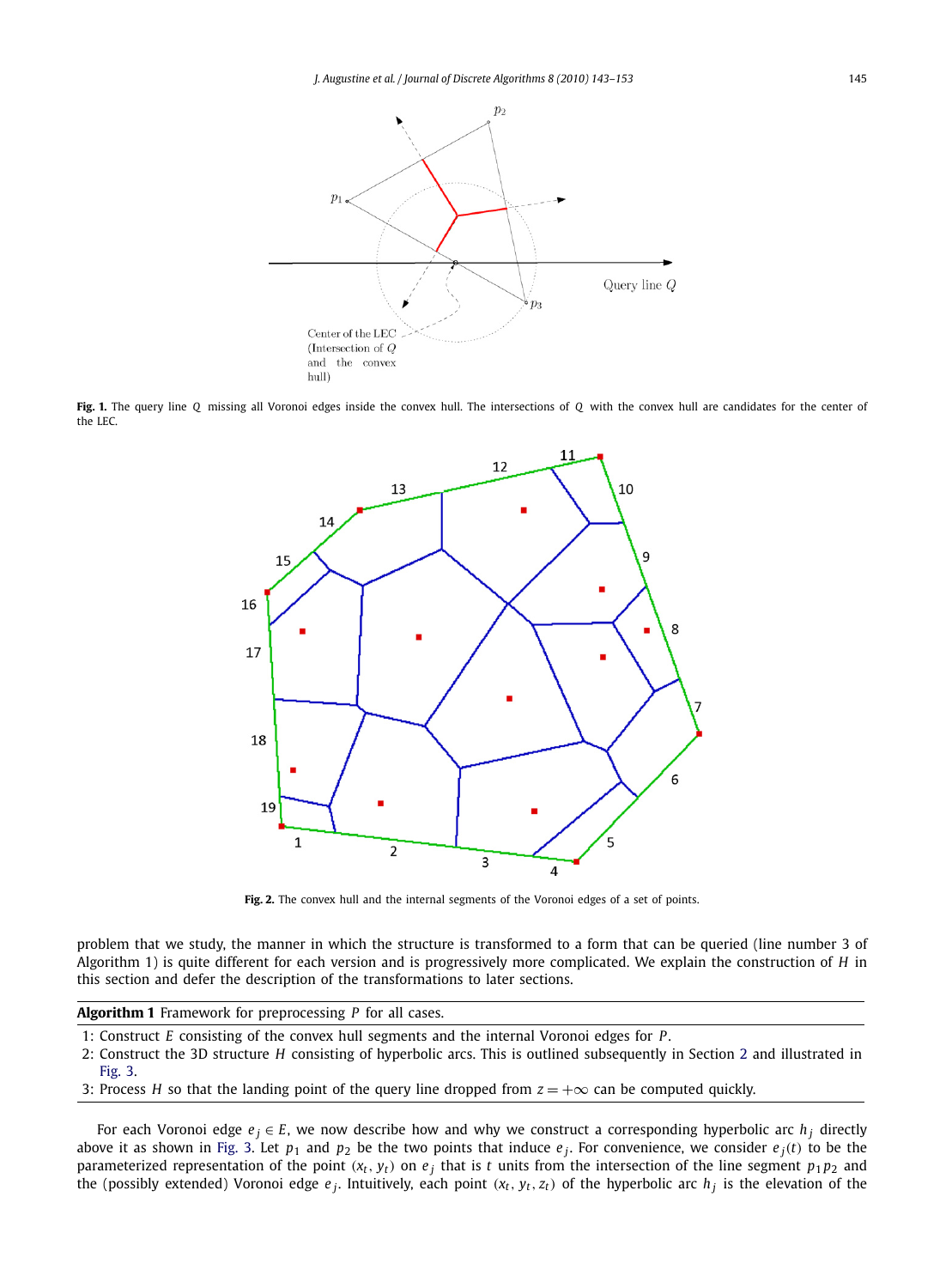Fig. 1. The query line $Q$ missing all Voronoi edges inside the convex hull. The intersections of $Q$ with the convex hull are candidates for the center of the LEC.

Fig. 2. The convex hull and the internal segments of the Voronoi edges of a set of points.

problem that we study, the manner in which the structure is transformed to a form that can be queried (line number 3 of Algorithm 1) is quite different for each version and is progressively more complicated. We explain the construction of $H$ in this section and defer the description of the transformations to later sections.

**Algorithm 1** Framework for preprocessing $P$ for all cases.

1: Construct $E$ consisting of the convex hull segments and the internal Voronoi edges for $P$.
2: Construct the 3D structure $H$ consisting of hyperbolic arcs. This is outlined subsequently in Section 2 and illustrated in Fig. 3.
3: Process $H$ so that the landing point of the query line dropped from $z = +\infty$ can be computed quickly.

For each Voronoi edge $e_j \in E$, we now describe how and why we construct a corresponding hyperbolic arc $h_j$ directly above it as shown in Fig. 3. Let $p_1$ and $p_2$ be the two points that induce $e_j$. For convenience, we consider $e_j(t)$ to be the parameterized representation of the point $(x_t, y_t)$ on $e_j$ that is $t$ units from the intersection of the line segment $p_1 p_2$ and the (possibly extended) Voronoi edge $e_j$. Intuitively, each point $(x_t, y_t, z_t)$ of the hyperbolic arc $h_j$ is the elevation of the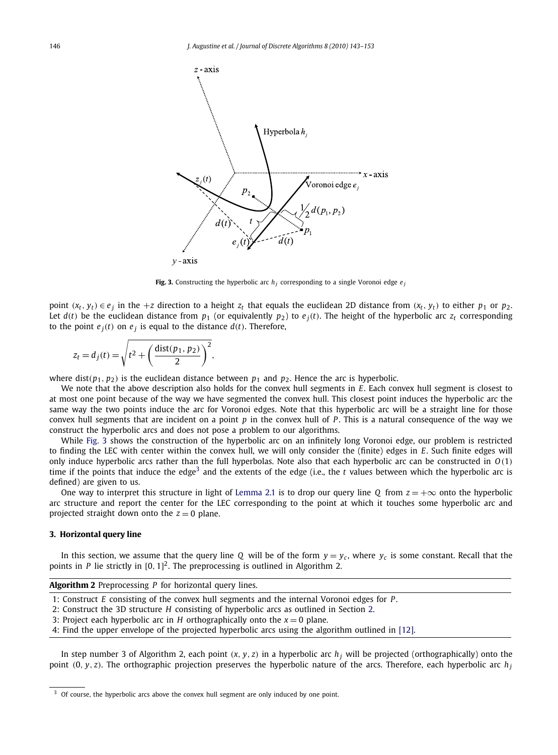**Fig. 3.** Constructing the hyperbolic arc $h_j$ corresponding to a single Voronoi edge $e_j$

point $(x_t, y_t) \in e_j$ in the $+z$ direction to a height $z_t$ that equals the euclidean 2D distance from $(x_t, y_t)$ to either $p_1$ or $p_2$. Let $d(t)$ be the euclidean distance from $p_1$ (or equivalently $p_2$) to $e_j(t)$. The height of the hyperbolic arc $z_t$ corresponding to the point $e_j(t)$ on $e_j$ is equal to the distance $d(t)$. Therefore,

$$z_t = d_j(t) = \sqrt{t^2 + \left(\frac{\text{dist}(p_1, p_2)}{2}\right)^2},$$

where $\text{dist}(p_1, p_2)$ is the euclidean distance between $p_1$ and $p_2$. Hence the arc is hyperbolic.

We note that the above description also holds for the convex hull segments in $E$. Each convex hull segment is closest to at most one point because of the way we have segmented the convex hull. This closest point induces the hyperbolic arc the same way the two points induce the arc for Voronoi edges. Note that this hyperbolic arc will be a straight line for those convex hull segments that are incident on a point $p$ in the convex hull of $P$. This is a natural consequence of the way we construct the hyperbolic arcs and does not pose a problem to our algorithms.

While Fig. 3 shows the construction of the hyperbolic arc on an infinitely long Voronoi edge, our problem is restricted to finding the LEC with center within the convex hull, we will only consider the (finite) edges in $E$. Such finite edges will only induce hyperbolic arcs rather than the full hyperbolas. Note also that each hyperbolic arc can be constructed in $O(1)$ time if the points that induce the edge[3] and the extents of the edge (i.e., the $t$ values between which the hyperbolic arc is defined) are given to us.

One way to interpret this structure in light of Lemma 2.1 is to drop our query line $Q$ from $z = +\infty$ onto the hyperbolic arc structure and report the center for the LEC corresponding to the point at which it touches some hyperbolic arc and projected straight down onto the $z = 0$ plane.

## 3. Horizontal query line

In this section, we assume that the query line $Q$ will be of the form $y = y_c$, where $y_c$ is some constant. Recall that the points in $P$ lie strictly in $[0, 1]^2$. The preprocessing is outlined in Algorithm 2.

**Algorithm 2** Preprocessing $P$ for horizontal query lines.

1: Construct $E$ consisting of the convex hull segments and the internal Voronoi edges for $P$.
2: Construct the 3D structure $H$ consisting of hyperbolic arcs as outlined in Section 2.
3: Project each hyperbolic arc in $H$ orthographically onto the $x = 0$ plane.
4: Find the upper envelope of the projected hyperbolic arcs using the algorithm outlined in [12].

In step number 3 of Algorithm 2, each point $(x, y, z)$ in a hyperbolic arc $h_j$ will be projected (orthographically) onto the point $(0, y, z)$. The orthographic projection preserves the hyperbolic nature of the arcs. Therefore, each hyperbolic arc $h_j$

[3] Of course, the hyperbolic arcs above the convex hull segment are only induced by one point.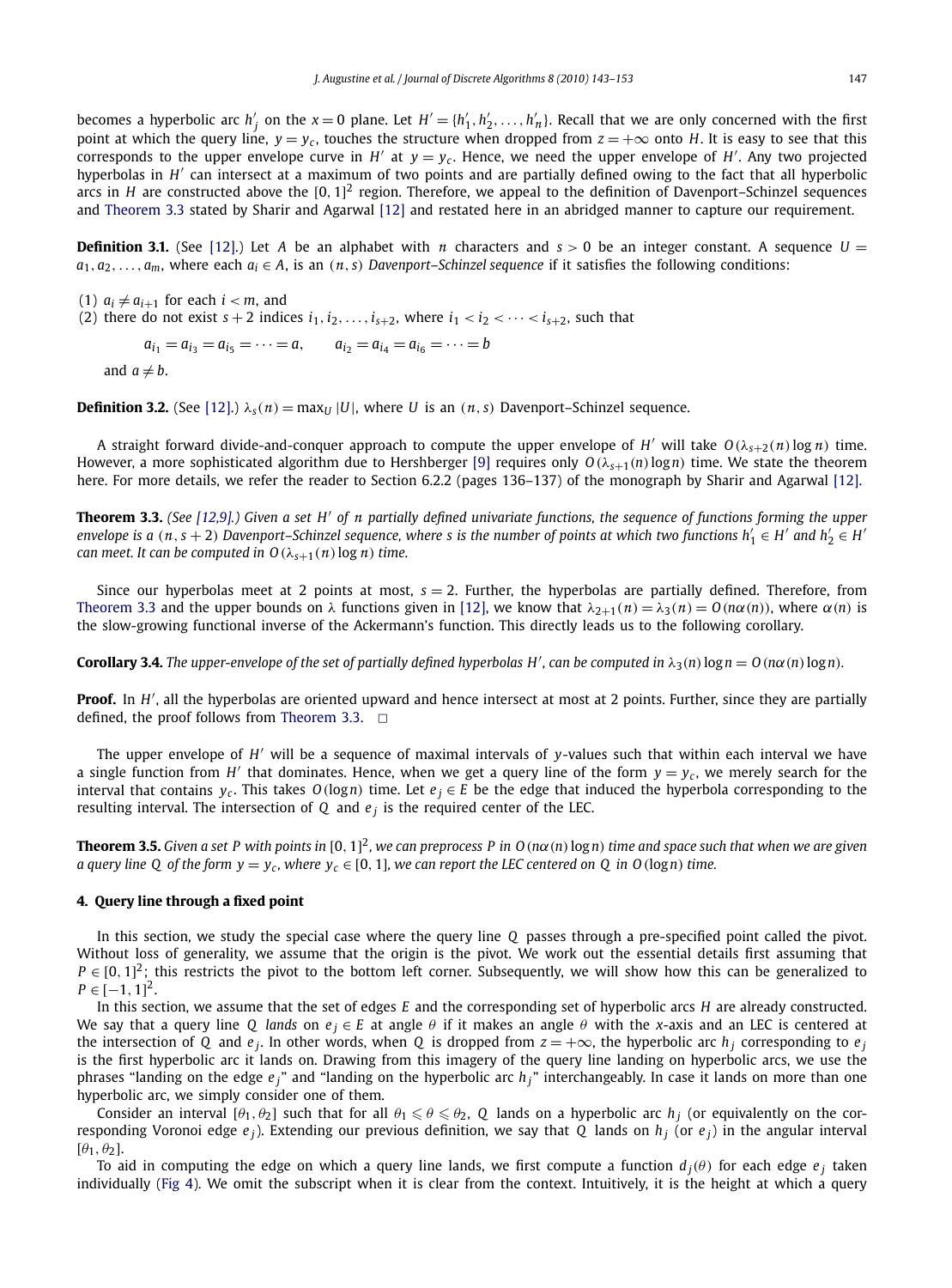becomes a hyperbolic arc $h'_j$ on the $x = 0$ plane. Let $H' = \{h'_1, h'_2, \ldots, h'_n\}$. Recall that we are only concerned with the first point at which the query line, $y = y_c$, touches the structure when dropped from $z = +\infty$ onto $H$. It is easy to see that this corresponds to the upper envelope curve in $H'$ at $y = y_c$. Hence, we need the upper envelope of $H'$. Any two projected hyperbolas in $H'$ can intersect at a maximum of two points and are partially defined owing to the fact that all hyperbolic arcs in $H$ are constructed above the $[0, 1]^2$ region. Therefore, we appeal to the definition of Davenport–Schinzel sequences and Theorem 3.3 stated by Sharir and Agarwal [12] and restated here in an abridged manner to capture our requirement.

**Definition 3.1.** (See [12].) Let $A$ be an alphabet with $n$ characters and $s > 0$ be an integer constant. A sequence $U = a_1, a_2, \ldots, a_m$, where each $a_i \in A$, is an $(n, s)$ *Davenport–Schinzel sequence* if it satisfies the following conditions:

(1) $a_i \neq a_{i+1}$ for each $i < m$, and
(2) there do not exist $s + 2$ indices $i_1, i_2, \ldots, i_{s+2}$, where $i_1 < i_2 < \cdots < i_{s+2}$, such that

$$a_{i_1} = a_{i_3} = a_{i_5} = \cdots = a, \qquad a_{i_2} = a_{i_4} = a_{i_6} = \cdots = b$$

and $a \neq b$.

**Definition 3.2.** (See [12].) $\lambda_s(n) = \max_U |U|$, where $U$ is an $(n, s)$ Davenport–Schinzel sequence.

A straight forward divide-and-conquer approach to compute the upper envelope of $H'$ will take $O(\lambda_{s+2}(n) \log n)$ time. However, a more sophisticated algorithm due to Hershberger [9] requires only $O(\lambda_{s+1}(n) \log n)$ time. We state the theorem here. For more details, we refer the reader to Section 6.2.2 (pages 136–137) of the monograph by Sharir and Agarwal [12].

**Theorem 3.3.** *(See [12,9].) Given a set $H'$ of $n$ partially defined univariate functions, the sequence of functions forming the upper envelope is a $(n, s + 2)$ Davenport–Schinzel sequence, where $s$ is the number of points at which two functions $h'_1 \in H'$ and $h'_2 \in H'$ can meet. It can be computed in $O(\lambda_{s+1}(n) \log n)$ time.*

Since our hyperbolas meet at 2 points at most, $s = 2$. Further, the hyperbolas are partially defined. Therefore, from Theorem 3.3 and the upper bounds on $\lambda$ functions given in [12], we know that $\lambda_{2+1}(n) = \lambda_3(n) = O(n\alpha(n))$, where $\alpha(n)$ is the slow-growing functional inverse of the Ackermann's function. This directly leads us to the following corollary.

**Corollary 3.4.** *The upper-envelope of the set of partially defined hyperbolas $H'$, can be computed in $\lambda_3(n) \log n = O(n\alpha(n) \log n)$.*

**Proof.** In $H'$, all the hyperbolas are oriented upward and hence intersect at most at 2 points. Further, since they are partially defined, the proof follows from Theorem 3.3. □

The upper envelope of $H'$ will be a sequence of maximal intervals of $y$-values such that within each interval we have a single function from $H'$ that dominates. Hence, when we get a query line of the form $y = y_c$, we merely search for the interval that contains $y_c$. This takes $O(\log n)$ time. Let $e_j \in E$ be the edge that induced the hyperbola corresponding to the resulting interval. The intersection of $Q$ and $e_j$ is the required center of the LEC.

**Theorem 3.5.** *Given a set $P$ with points in $[0, 1]^2$, we can preprocess $P$ in $O(n\alpha(n) \log n)$ time and space such that when we are given a query line $Q$ of the form $y = y_c$, where $y_c \in [0, 1]$, we can report the LEC centered on $Q$ in $O(\log n)$ time.*

## 4. Query line through a fixed point

In this section, we study the special case where the query line $Q$ passes through a pre-specified point called the pivot. Without loss of generality, we assume that the origin is the pivot. We work out the essential details first assuming that $P \in [0, 1]^2$; this restricts the pivot to the bottom left corner. Subsequently, we will show how this can be generalized to $P \in [-1, 1]^2$.

In this section, we assume that the set of edges $E$ and the corresponding set of hyperbolic arcs $H$ are already constructed. We say that a query line $Q$ *lands* on $e_j \in E$ at angle $\theta$ if it makes an angle $\theta$ with the $x$-axis and an LEC is centered at the intersection of $Q$ and $e_j$. In other words, when $Q$ is dropped from $z = +\infty$, the hyperbolic arc $h_j$ corresponding to $e_j$ is the first hyperbolic arc it lands on. Drawing from this imagery of the query line landing on hyperbolic arcs, we use the phrases "landing on the edge $e_j$" and "landing on the hyperbolic arc $h_j$" interchangeably. In case it lands on more than one hyperbolic arc, we simply consider one of them.

Consider an interval $[\theta_1, \theta_2]$ such that for all $\theta_1 \leqslant \theta \leqslant \theta_2$, $Q$ lands on a hyperbolic arc $h_j$ (or equivalently on the corresponding Voronoi edge $e_j$). Extending our previous definition, we say that $Q$ lands on $h_j$ (or $e_j$) in the angular interval $[\theta_1, \theta_2]$.

To aid in computing the edge on which a query line lands, we first compute a function $d_j(\theta)$ for each edge $e_j$ taken individually (Fig 4). We omit the subscript when it is clear from the context. Intuitively, it is the height at which a query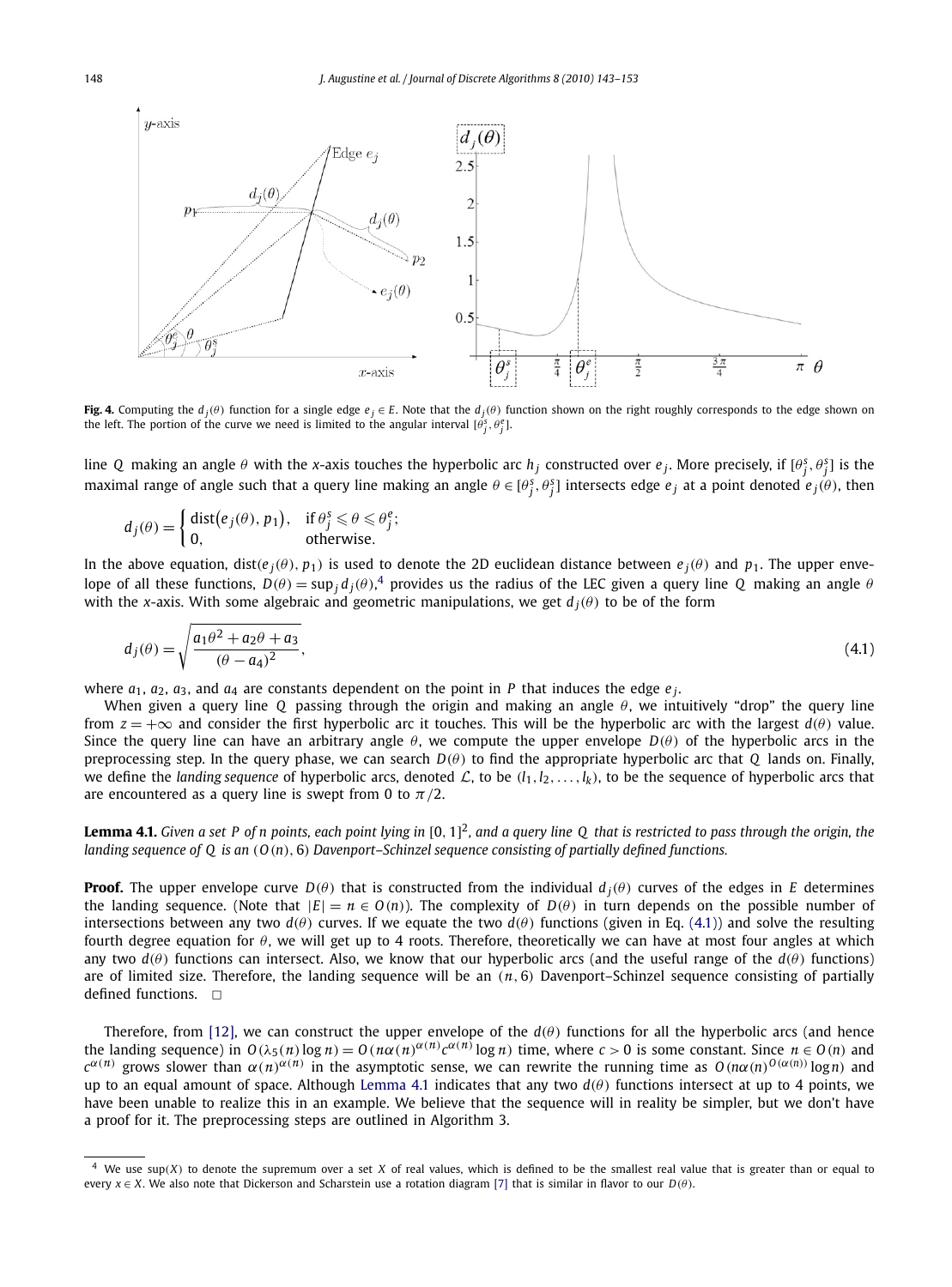**Fig. 4.** Computing the $d_j(\theta)$ function for a single edge $e_j \in E$. Note that the $d_j(\theta)$ function shown on the right roughly corresponds to the edge shown on the left. The portion of the curve we need is limited to the angular interval $[\theta_j^s, \theta_j^e]$.

line $Q$ making an angle $\theta$ with the $x$-axis touches the hyperbolic arc $h_j$ constructed over $e_j$. More precisely, if $[\theta_j^s, \theta_j^s]$ is the maximal range of angle such that a query line making an angle $\theta \in [\theta_j^s, \theta_j^s]$ intersects edge $e_j$ at a point denoted $e_j(\theta)$, then

$$d_j(\theta) = \begin{cases} \text{dist}(e_j(\theta), p_1), & \text{if } \theta_j^s \leqslant \theta \leqslant \theta_j^e; \\ 0, & \text{otherwise.} \end{cases}$$

In the above equation, $\text{dist}(e_j(\theta), p_1)$ is used to denote the 2D euclidean distance between $e_j(\theta)$ and $p_1$. The upper envelope of all these functions, $D(\theta) = \sup_j d_j(\theta)$,[4] provides us the radius of the LEC given a query line $Q$ making an angle $\theta$ with the $x$-axis. With some algebraic and geometric manipulations, we get $d_j(\theta)$ to be of the form

$$d_j(\theta) = \sqrt{\frac{a_1\theta^2 + a_2\theta + a_3}{(\theta - a_4)^2}}, \tag{4.1}$$

where $a_1$, $a_2$, $a_3$, and $a_4$ are constants dependent on the point in $P$ that induces the edge $e_j$.

When given a query line $Q$ passing through the origin and making an angle $\theta$, we intuitively "drop" the query line from $z = +\infty$ and consider the first hyperbolic arc it touches. This will be the hyperbolic arc with the largest $d(\theta)$ value. Since the query line can have an arbitrary angle $\theta$, we compute the upper envelope $D(\theta)$ of the hyperbolic arcs in the preprocessing step. In the query phase, we can search $D(\theta)$ to find the appropriate hyperbolic arc that $Q$ lands on. Finally, we define the *landing sequence* of hyperbolic arcs, denoted $\mathcal{L}$, to be $(l_1, l_2, \ldots, l_k)$, to be the sequence of hyperbolic arcs that are encountered as a query line is swept from 0 to $\pi/2$.

**Lemma 4.1.** *Given a set $P$ of $n$ points, each point lying in $[0,1]^2$, and a query line $Q$ that is restricted to pass through the origin, the landing sequence of $Q$ is an $(O(n), 6)$ Davenport–Schinzel sequence consisting of partially defined functions.*

**Proof.** The upper envelope curve $D(\theta)$ that is constructed from the individual $d_j(\theta)$ curves of the edges in $E$ determines the landing sequence. (Note that $|E| = n \in O(n)$). The complexity of $D(\theta)$ in turn depends on the possible number of intersections between any two $d(\theta)$ curves. If we equate the two $d(\theta)$ functions (given in Eq. (4.1)) and solve the resulting fourth degree equation for $\theta$, we will get up to 4 roots. Therefore, theoretically we can have at most four angles at which any two $d(\theta)$ functions can intersect. Also, we know that our hyperbolic arcs (and the useful range of the $d(\theta)$ functions) are of limited size. Therefore, the landing sequence will be an $(n, 6)$ Davenport–Schinzel sequence consisting of partially defined functions. □

Therefore, from [12], we can construct the upper envelope of the $d(\theta)$ functions for all the hyperbolic arcs (and hence the landing sequence) in $O(\lambda_5(n)\log n) = O(n\alpha(n)^{\alpha(n)}c^{\alpha(n)}\log n)$ time, where $c > 0$ is some constant. Since $n \in O(n)$ and $c^{\alpha(n)}$ grows slower than $\alpha(n)^{\alpha(n)}$ in the asymptotic sense, we can rewrite the running time as $O(n\alpha(n)^{O(\alpha(n))}\log n)$ and up to an equal amount of space. Although Lemma 4.1 indicates that any two $d(\theta)$ functions intersect at up to 4 points, we have been unable to realize this in an example. We believe that the sequence will in reality be simpler, but we don't have a proof for it. The preprocessing steps are outlined in Algorithm 3.

[4] We use $\sup(X)$ to denote the supremum over a set $X$ of real values, which is defined to be the smallest real value that is greater than or equal to every $x \in X$. We also note that Dickerson and Scharstein use a rotation diagram [7] that is similar in flavor to our $D(\theta)$.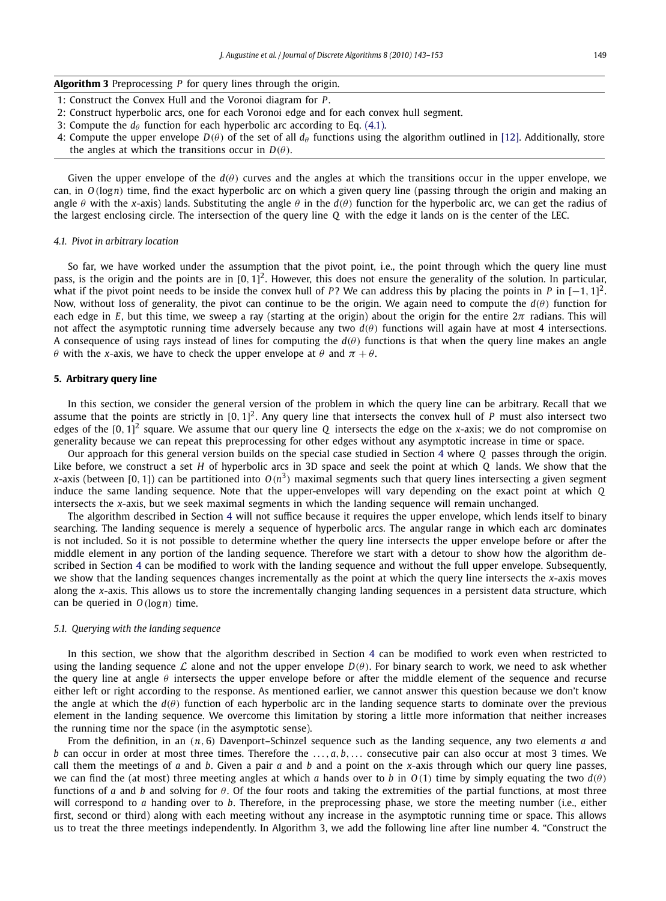**Algorithm 3** Preprocessing $P$ for query lines through the origin.

1: Construct the Convex Hull and the Voronoi diagram for $P$.
2: Construct hyperbolic arcs, one for each Voronoi edge and for each convex hull segment.
3: Compute the $d_\theta$ function for each hyperbolic arc according to Eq. (4.1).
4: Compute the upper envelope $D(\theta)$ of the set of all $d_\theta$ functions using the algorithm outlined in [12]. Additionally, store the angles at which the transitions occur in $D(\theta)$.

Given the upper envelope of the $d(\theta)$ curves and the angles at which the transitions occur in the upper envelope, we can, in $O(\log n)$ time, find the exact hyperbolic arc on which a given query line (passing through the origin and making an angle $\theta$ with the $x$-axis) lands. Substituting the angle $\theta$ in the $d(\theta)$ function for the hyperbolic arc, we can get the radius of the largest enclosing circle. The intersection of the query line $Q$ with the edge it lands on is the center of the LEC.

### 4.1. Pivot in arbitrary location

So far, we have worked under the assumption that the pivot point, i.e., the point through which the query line must pass, is the origin and the points are in $[0,1]^2$. However, this does not ensure the generality of the solution. In particular, what if the pivot point needs to be inside the convex hull of $P$? We can address this by placing the points in $P$ in $[-1,1]^2$. Now, without loss of generality, the pivot can continue to be the origin. We again need to compute the $d(\theta)$ function for each edge in $E$, but this time, we sweep a ray (starting at the origin) about the origin for the entire $2\pi$ radians. This will not affect the asymptotic running time adversely because any two $d(\theta)$ functions will again have at most 4 intersections. A consequence of using rays instead of lines for computing the $d(\theta)$ functions is that when the query line makes an angle $\theta$ with the $x$-axis, we have to check the upper envelope at $\theta$ and $\pi + \theta$.

## 5. Arbitrary query line

In this section, we consider the general version of the problem in which the query line can be arbitrary. Recall that we assume that the points are strictly in $[0,1]^2$. Any query line that intersects the convex hull of $P$ must also intersect two edges of the $[0,1]^2$ square. We assume that our query line $Q$ intersects the edge on the $x$-axis; we do not compromise on generality because we can repeat this preprocessing for other edges without any asymptotic increase in time or space.

Our approach for this general version builds on the special case studied in Section 4 where $Q$ passes through the origin. Like before, we construct a set $H$ of hyperbolic arcs in 3D space and seek the point at which $Q$ lands. We show that the $x$-axis (between $[0,1]$) can be partitioned into $O(n^3)$ maximal segments such that query lines intersecting a given segment induce the same landing sequence. Note that the upper-envelopes will vary depending on the exact point at which $Q$ intersects the $x$-axis, but we seek maximal segments in which the landing sequence will remain unchanged.

The algorithm described in Section 4 will not suffice because it requires the upper envelope, which lends itself to binary searching. The landing sequence is merely a sequence of hyperbolic arcs. The angular range in which each arc dominates is not included. So it is not possible to determine whether the query line intersects the upper envelope before or after the middle element in any portion of the landing sequence. Therefore we start with a detour to show how the algorithm described in Section 4 can be modified to work with the landing sequence and without the full upper envelope. Subsequently, we show that the landing sequences changes incrementally as the point at which the query line intersects the $x$-axis moves along the $x$-axis. This allows us to store the incrementally changing landing sequences in a persistent data structure, which can be queried in $O(\log n)$ time.

### 5.1. Querying with the landing sequence

In this section, we show that the algorithm described in Section 4 can be modified to work even when restricted to using the landing sequence $\mathcal{L}$ alone and not the upper envelope $D(\theta)$. For binary search to work, we need to ask whether the query line at angle $\theta$ intersects the upper envelope before or after the middle element of the sequence and recurse either left or right according to the response. As mentioned earlier, we cannot answer this question because we don't know the angle at which the $d(\theta)$ function of each hyperbolic arc in the landing sequence starts to dominate over the previous element in the landing sequence. We overcome this limitation by storing a little more information that neither increases the running time nor the space (in the asymptotic sense).

From the definition, in an $(n, 6)$ Davenport–Schinzel sequence such as the landing sequence, any two elements $a$ and $b$ can occur in order at most three times. Therefore the $\ldots, a, b, \ldots$ consecutive pair can also occur at most 3 times. We call them the meetings of $a$ and $b$. Given a pair $a$ and $b$ and a point on the $x$-axis through which our query line passes, we can find the (at most) three meeting angles at which $a$ hands over to $b$ in $O(1)$ time by simply equating the two $d(\theta)$ functions of $a$ and $b$ and solving for $\theta$. Of the four roots and taking the extremities of the partial functions, at most three will correspond to $a$ handing over to $b$. Therefore, in the preprocessing phase, we store the meeting number (i.e., either first, second or third) along with each meeting without any increase in the asymptotic running time or space. This allows us to treat the three meetings independently. In Algorithm 3, we add the following line after line number 4. "Construct the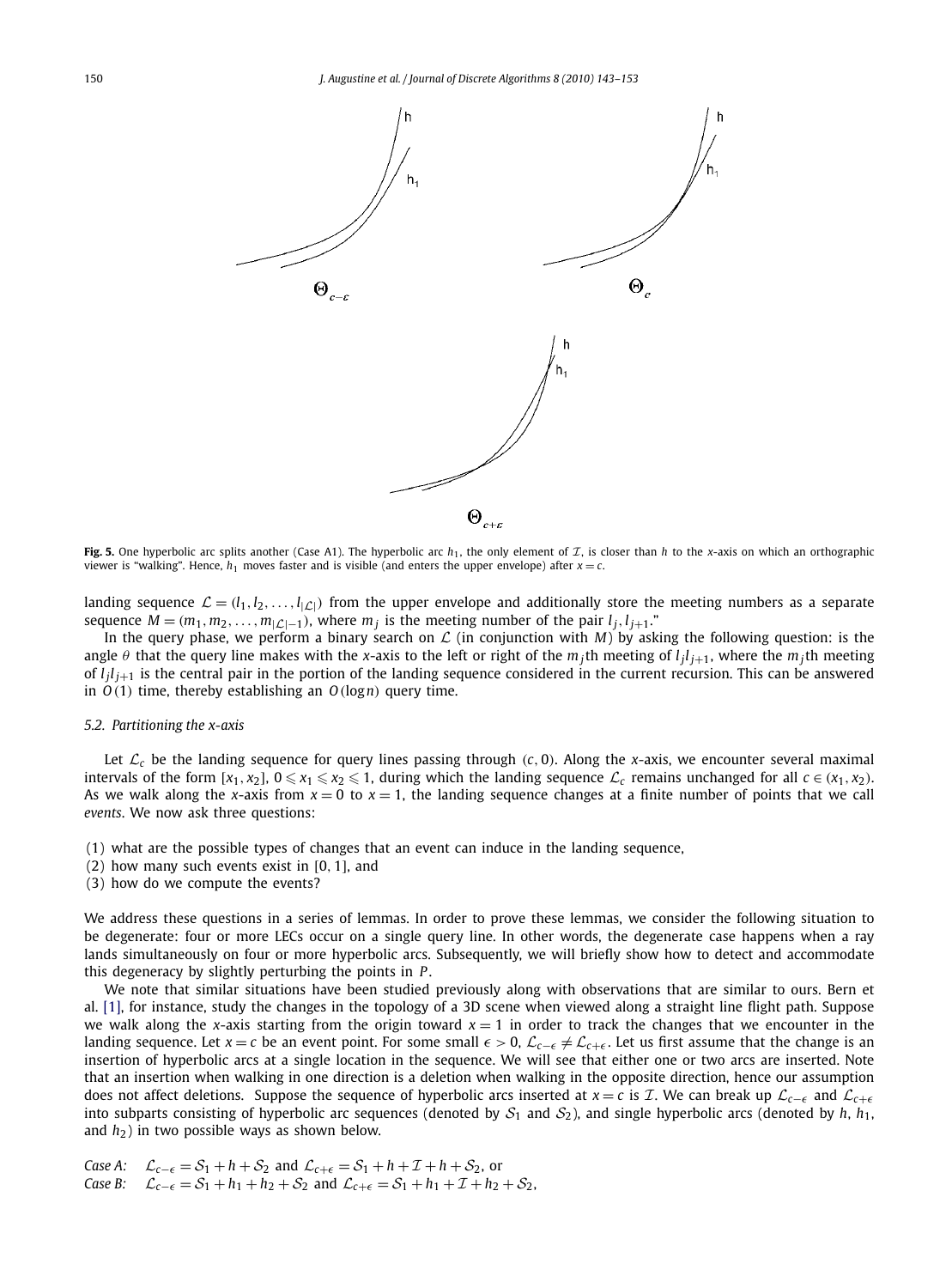**Fig. 5.** One hyperbolic arc splits another (Case A1). The hyperbolic arc $h_1$, the only element of $\mathcal{I}$, is closer than $h$ to the $x$-axis on which an orthographic viewer is "walking". Hence, $h_1$ moves faster and is visible (and enters the upper envelope) after $x = c$.

landing sequence $\mathcal{L} = (l_1, l_2, \ldots, l_{|\mathcal{L}|})$ from the upper envelope and additionally store the meeting numbers as a separate sequence $M = (m_1, m_2, \ldots, m_{|\mathcal{L}|-1})$, where $m_j$ is the meeting number of the pair $l_j, l_{j+1}$."

In the query phase, we perform a binary search on $\mathcal{L}$ (in conjunction with $M$) by asking the following question: is the angle $\theta$ that the query line makes with the $x$-axis to the left or right of the $m_j$th meeting of $l_j l_{j+1}$, where the $m_j$th meeting of $l_j l_{j+1}$ is the central pair in the portion of the landing sequence considered in the current recursion. This can be answered in $O(1)$ time, thereby establishing an $O(\log n)$ query time.

### 5.2. Partitioning the x-axis

Let $\mathcal{L}_c$ be the landing sequence for query lines passing through $(c, 0)$. Along the $x$-axis, we encounter several maximal intervals of the form $[x_1, x_2]$, $0 \leqslant x_1 \leqslant x_2 \leqslant 1$, during which the landing sequence $\mathcal{L}_c$ remains unchanged for all $c \in (x_1, x_2)$. As we walk along the $x$-axis from $x = 0$ to $x = 1$, the landing sequence changes at a finite number of points that we call *events*. We now ask three questions:

(1) what are the possible types of changes that an event can induce in the landing sequence,
(2) how many such events exist in $[0, 1]$, and
(3) how do we compute the events?

We address these questions in a series of lemmas. In order to prove these lemmas, we consider the following situation to be degenerate: four or more LECs occur on a single query line. In other words, the degenerate case happens when a ray lands simultaneously on four or more hyperbolic arcs. Subsequently, we will briefly show how to detect and accommodate this degeneracy by slightly perturbing the points in $P$.

We note that similar situations have been studied previously along with observations that are similar to ours. Bern et al. [1], for instance, study the changes in the topology of a 3D scene when viewed along a straight line flight path. Suppose we walk along the $x$-axis starting from the origin toward $x = 1$ in order to track the changes that we encounter in the landing sequence. Let $x = c$ be an event point. For some small $\epsilon > 0$, $\mathcal{L}_{c-\epsilon} \neq \mathcal{L}_{c+\epsilon}$. Let us first assume that the change is an insertion of hyperbolic arcs at a single location in the sequence. We will see that either one or two arcs are inserted. Note that an insertion when walking in one direction is a deletion when walking in the opposite direction, hence our assumption does not affect deletions. Suppose the sequence of hyperbolic arcs inserted at $x = c$ is $\mathcal{I}$. We can break up $\mathcal{L}_{c-\epsilon}$ and $\mathcal{L}_{c+\epsilon}$ into subparts consisting of hyperbolic arc sequences (denoted by $\mathcal{S}_1$ and $\mathcal{S}_2$), and single hyperbolic arcs (denoted by $h$, $h_1$, and $h_2$) in two possible ways as shown below.

*Case A:* $\quad \mathcal{L}_{c-\epsilon} = \mathcal{S}_1 + h + \mathcal{S}_2$ and $\mathcal{L}_{c+\epsilon} = \mathcal{S}_1 + h + \mathcal{I} + h + \mathcal{S}_2$, or
*Case B:* $\quad \mathcal{L}_{c-\epsilon} = \mathcal{S}_1 + h_1 + h_2 + \mathcal{S}_2$ and $\mathcal{L}_{c+\epsilon} = \mathcal{S}_1 + h_1 + \mathcal{I} + h_2 + \mathcal{S}_2$,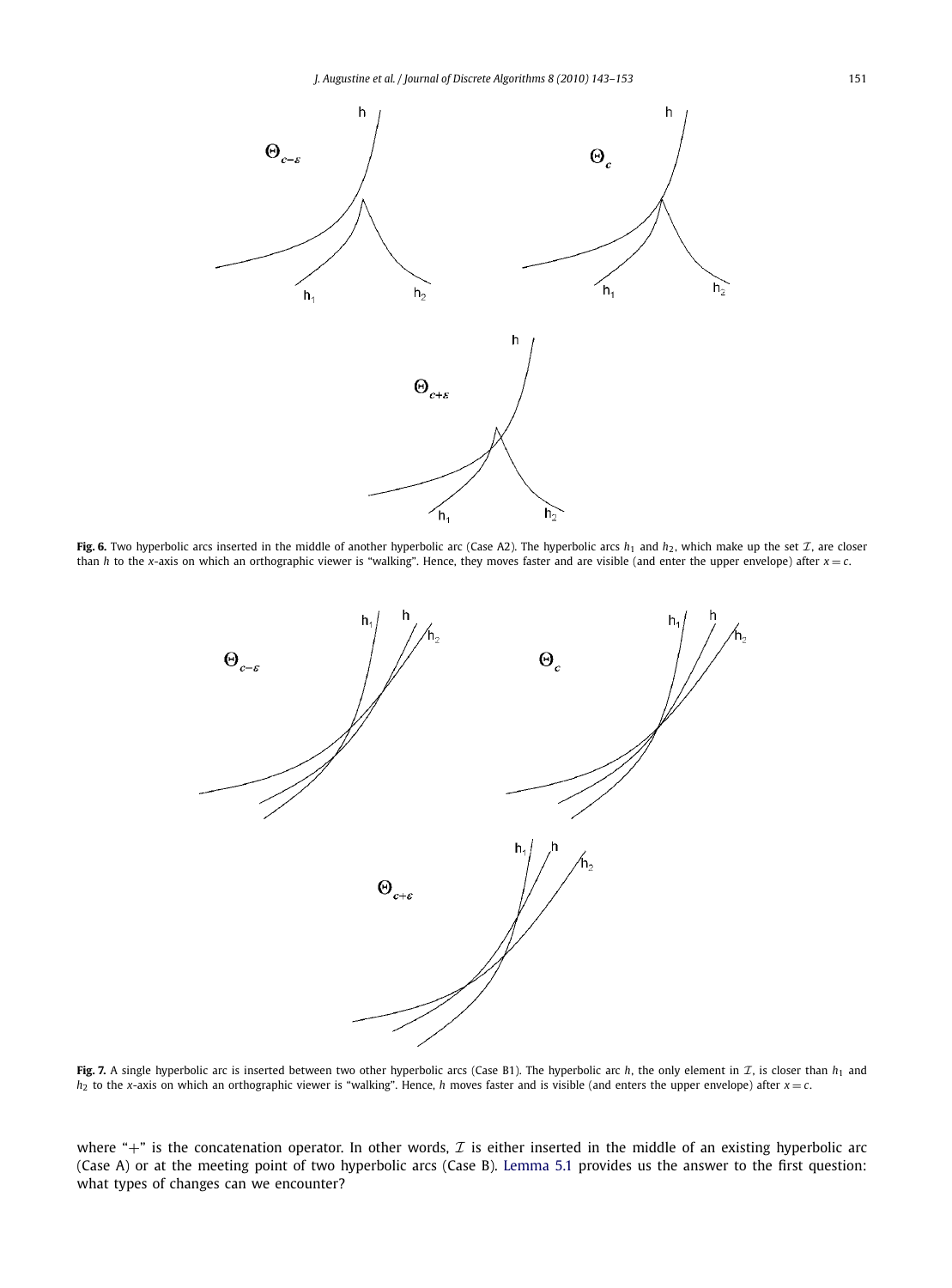**Fig. 6.** Two hyperbolic arcs inserted in the middle of another hyperbolic arc (Case A2). The hyperbolic arcs $h_1$ and $h_2$, which make up the set $\mathcal{I}$, are closer than $h$ to the $x$-axis on which an orthographic viewer is "walking". Hence, they moves faster and are visible (and enter the upper envelope) after $x = c$.

**Fig. 7.** A single hyperbolic arc is inserted between two other hyperbolic arcs (Case B1). The hyperbolic arc $h$, the only element in $\mathcal{I}$, is closer than $h_1$ and $h_2$ to the $x$-axis on which an orthographic viewer is "walking". Hence, $h$ moves faster and is visible (and enters the upper envelope) after $x = c$.

where "+" is the concatenation operator. In other words, $\mathcal{I}$ is either inserted in the middle of an existing hyperbolic arc (Case A) or at the meeting point of two hyperbolic arcs (Case B). Lemma 5.1 provides us the answer to the first question: what types of changes can we encounter?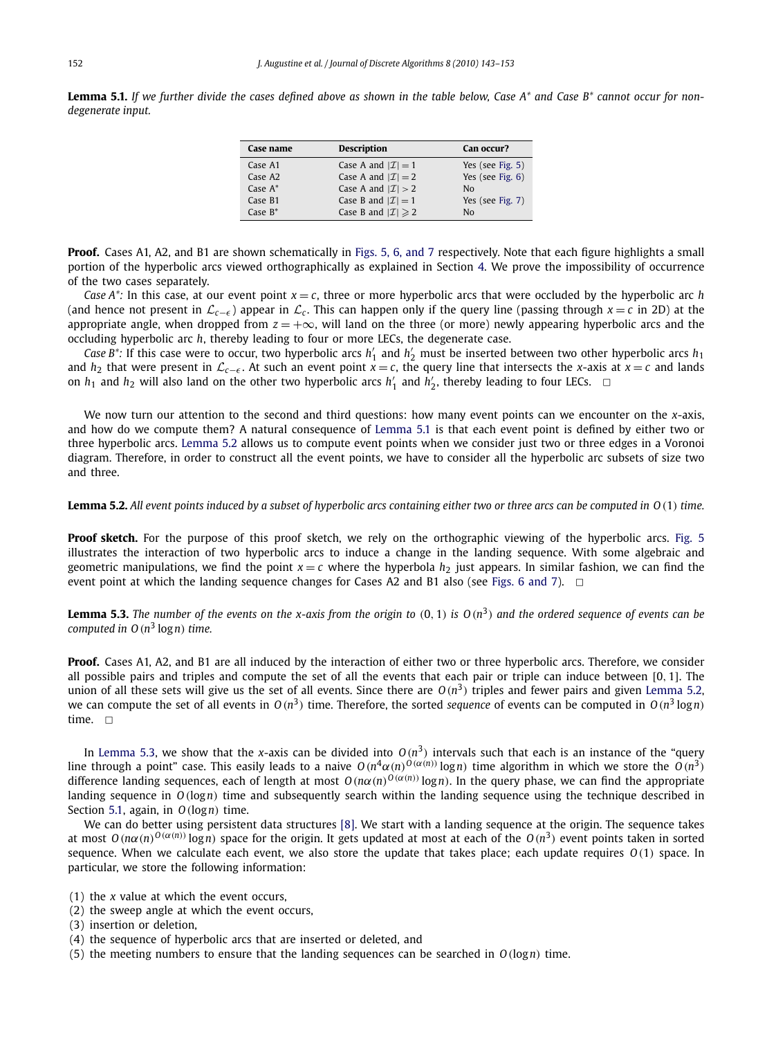**Lemma 5.1.** *If we further divide the cases defined above as shown in the table below, Case A\* and Case B\* cannot occur for non-degenerate input.*

| Case name | Description | Can occur? |
|---|---|---|
| Case A1 | Case A and $\lvert\mathcal{I}\rvert = 1$ | Yes (see Fig. 5) |
| Case A2 | Case A and $\lvert\mathcal{I}\rvert = 2$ | Yes (see Fig. 6) |
| Case A* | Case A and $\lvert\mathcal{I}\rvert > 2$ | No |
| Case B1 | Case B and $\lvert\mathcal{I}\rvert = 1$ | Yes (see Fig. 7) |
| Case B* | Case B and $\lvert\mathcal{I}\rvert \geqslant 2$ | No |

**Proof.** Cases A1, A2, and B1 are shown schematically in Figs. 5, 6, and 7 respectively. Note that each figure highlights a small portion of the hyperbolic arcs viewed orthographically as explained in Section 4. We prove the impossibility of occurrence of the two cases separately.

*Case A\*:* In this case, at our event point $x = c$, three or more hyperbolic arcs that were occluded by the hyperbolic arc $h$ (and hence not present in $\mathcal{L}_{c-\epsilon}$) appear in $\mathcal{L}_c$. This can happen only if the query line (passing through $x = c$ in 2D) at the appropriate angle, when dropped from $z = +\infty$, will land on the three (or more) newly appearing hyperbolic arcs and the occluding hyperbolic arc $h$, thereby leading to four or more LECs, the degenerate case.

*Case B\*:* If this case were to occur, two hyperbolic arcs $h'_1$ and $h'_2$ must be inserted between two other hyperbolic arcs $h_1$ and $h_2$ that were present in $\mathcal{L}_{c-\epsilon}$. At such an event point $x = c$, the query line that intersects the $x$-axis at $x = c$ and lands on $h_1$ and $h_2$ will also land on the other two hyperbolic arcs $h'_1$ and $h'_2$, thereby leading to four LECs. □

We now turn our attention to the second and third questions: how many event points can we encounter on the $x$-axis, and how do we compute them? A natural consequence of Lemma 5.1 is that each event point is defined by either two or three hyperbolic arcs. Lemma 5.2 allows us to compute event points when we consider just two or three edges in a Voronoi diagram. Therefore, in order to construct all the event points, we have to consider all the hyperbolic arc subsets of size two and three.

**Lemma 5.2.** *All event points induced by a subset of hyperbolic arcs containing either two or three arcs can be computed in $O(1)$ time.*

**Proof sketch.** For the purpose of this proof sketch, we rely on the orthographic viewing of the hyperbolic arcs. Fig. 5 illustrates the interaction of two hyperbolic arcs to induce a change in the landing sequence. With some algebraic and geometric manipulations, we find the point $x = c$ where the hyperbola $h_2$ just appears. In similar fashion, we can find the event point at which the landing sequence changes for Cases A2 and B1 also (see Figs. 6 and 7). □

**Lemma 5.3.** *The number of the events on the $x$-axis from the origin to $(0, 1)$ is $O(n^3)$ and the ordered sequence of events can be computed in $O(n^3 \log n)$ time.*

**Proof.** Cases A1, A2, and B1 are all induced by the interaction of either two or three hyperbolic arcs. Therefore, we consider all possible pairs and triples and compute the set of all the events that each pair or triple can induce between $[0, 1]$. The union of all these sets will give us the set of all events. Since there are $O(n^3)$ triples and fewer pairs and given Lemma 5.2, we can compute the set of all events in $O(n^3)$ time. Therefore, the sorted *sequence* of events can be computed in $O(n^3 \log n)$ time. □

In Lemma 5.3, we show that the $x$-axis can be divided into $O(n^3)$ intervals such that each is an instance of the "query line through a point" case. This easily leads to a naive $O(n^4 \alpha(n)^{O(\alpha(n))} \log n)$ time algorithm in which we store the $O(n^3)$ difference landing sequences, each of length at most $O(n\alpha(n)^{O(\alpha(n))} \log n)$. In the query phase, we can find the appropriate landing sequence in $O(\log n)$ time and subsequently search within the landing sequence using the technique described in Section 5.1, again, in $O(\log n)$ time.

We can do better using persistent data structures [8]. We start with a landing sequence at the origin. The sequence takes at most $O(n\alpha(n)^{O(\alpha(n))} \log n)$ space for the origin. It gets updated at most at each of the $O(n^3)$ event points taken in sorted sequence. When we calculate each event, we also store the update that takes place; each update requires $O(1)$ space. In particular, we store the following information:

(1) the $x$ value at which the event occurs,
(2) the sweep angle at which the event occurs,
(3) insertion or deletion,
(4) the sequence of hyperbolic arcs that are inserted or deleted, and
(5) the meeting numbers to ensure that the landing sequences can be searched in $O(\log n)$ time.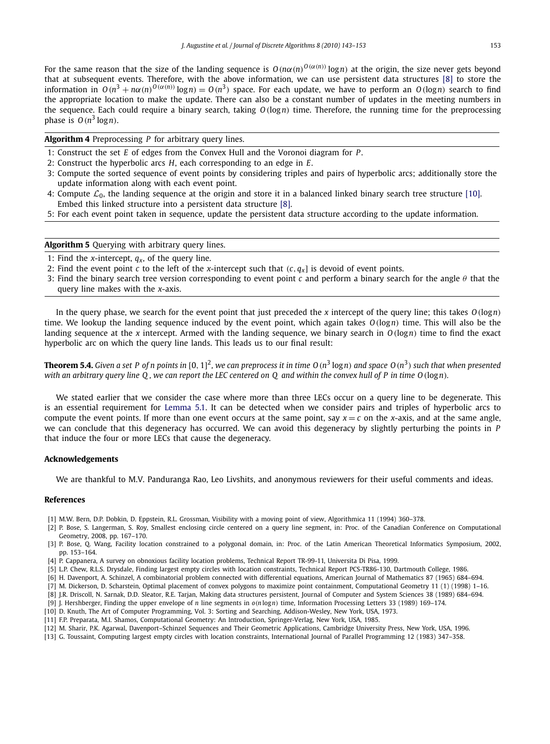For the same reason that the size of the landing sequence is $O(n\alpha(n)^{O(\alpha(n))}\log n)$ at the origin, the size never gets beyond that at subsequent events. Therefore, with the above information, we can use persistent data structures [8] to store the information in $O(n^3 + n\alpha(n)^{O(\alpha(n))}\log n) = O(n^3)$ space. For each update, we have to perform an $O(\log n)$ search to find the appropriate location to make the update. There can also be a constant number of updates in the meeting numbers in the sequence. Each could require a binary search, taking $O(\log n)$ time. Therefore, the running time for the preprocessing phase is $O(n^3 \log n)$.

**Algorithm 4** Preprocessing $P$ for arbitrary query lines.

1: Construct the set $E$ of edges from the Convex Hull and the Voronoi diagram for $P$.
2: Construct the hyperbolic arcs $H$, each corresponding to an edge in $E$.
3: Compute the sorted sequence of event points by considering triples and pairs of hyperbolic arcs; additionally store the update information along with each event point.
4: Compute $\mathcal{L}_0$, the landing sequence at the origin and store it in a balanced linked binary search tree structure [10]. Embed this linked structure into a persistent data structure [8].
5: For each event point taken in sequence, update the persistent data structure according to the update information.

**Algorithm 5** Querying with arbitrary query lines.

1: Find the $x$-intercept, $q_x$, of the query line.
2: Find the event point $c$ to the left of the $x$-intercept such that $(c, q_x]$ is devoid of event points.
3: Find the binary search tree version corresponding to event point $c$ and perform a binary search for the angle $\theta$ that the query line makes with the $x$-axis.

In the query phase, we search for the event point that just preceded the $x$ intercept of the query line; this takes $O(\log n)$ time. We lookup the landing sequence induced by the event point, which again takes $O(\log n)$ time. This will also be the landing sequence at the $x$ intercept. Armed with the landing sequence, we binary search in $O(\log n)$ time to find the exact hyperbolic arc on which the query line lands. This leads us to our final result:

**Theorem 5.4.** *Given a set $P$ of $n$ points in $[0, 1]^2$, we can preprocess it in time $O(n^3 \log n)$ and space $O(n^3)$ such that when presented with an arbitrary query line $Q$, we can report the LEC centered on $Q$ and within the convex hull of $P$ in time $O(\log n)$.*

We stated earlier that we consider the case where more than three LECs occur on a query line to be degenerate. This is an essential requirement for Lemma 5.1. It can be detected when we consider pairs and triples of hyperbolic arcs to compute the event points. If more than one event occurs at the same point, say $x = c$ on the $x$-axis, and at the same angle, we can conclude that this degeneracy has occurred. We can avoid this degeneracy by slightly perturbing the points in $P$ that induce the four or more LECs that cause the degeneracy.

## Acknowledgements

We are thankful to M.V. Panduranga Rao, Leo Livshits, and anonymous reviewers for their useful comments and ideas.

## References

[1] M.W. Bern, D.P. Dobkin, D. Eppstein, R.L. Grossman, Visibility with a moving point of view, Algorithmica 11 (1994) 360–378.
[2] P. Bose, S. Langerman, S. Roy, Smallest enclosing circle centered on a query line segment, in: Proc. of the Canadian Conference on Computational Geometry, 2008, pp. 167–170.
[3] P. Bose, Q. Wang, Facility location constrained to a polygonal domain, in: Proc. of the Latin American Theoretical Informatics Symposium, 2002, pp. 153–164.
[4] P. Cappanera, A survey on obnoxious facility location problems, Technical Report TR-99-11, Universita Di Pisa, 1999.
[5] L.P. Chew, R.L.S. Drysdale, Finding largest empty circles with location constraints, Technical Report PCS-TR86-130, Dartmouth College, 1986.
[6] H. Davenport, A. Schinzel, A combinatorial problem connected with differential equations, American Journal of Mathematics 87 (1965) 684–694.
[7] M. Dickerson, D. Scharstein, Optimal placement of convex polygons to maximize point containment, Computational Geometry 11 (1) (1998) 1–16.
[8] J.R. Driscoll, N. Sarnak, D.D. Sleator, R.E. Tarjan, Making data structures persistent, Journal of Computer and System Sciences 38 (1989) 684–694.
[9] J. Hershberger, Finding the upper envelope of $n$ line segments in $o(n \log n)$ time, Information Processing Letters 33 (1989) 169–174.
[10] D. Knuth, The Art of Computer Programming, Vol. 3: Sorting and Searching, Addison-Wesley, New York, USA, 1973.
[11] F.P. Preparata, M.I. Shamos, Computational Geometry: An Introduction, Springer-Verlag, New York, USA, 1985.
[12] M. Sharir, P.K. Agarwal, Davenport–Schinzel Sequences and Their Geometric Applications, Cambridge University Press, New York, USA, 1996.
[13] G. Toussaint, Computing largest empty circles with location constraints, International Journal of Parallel Programming 12 (1983) 347–358.